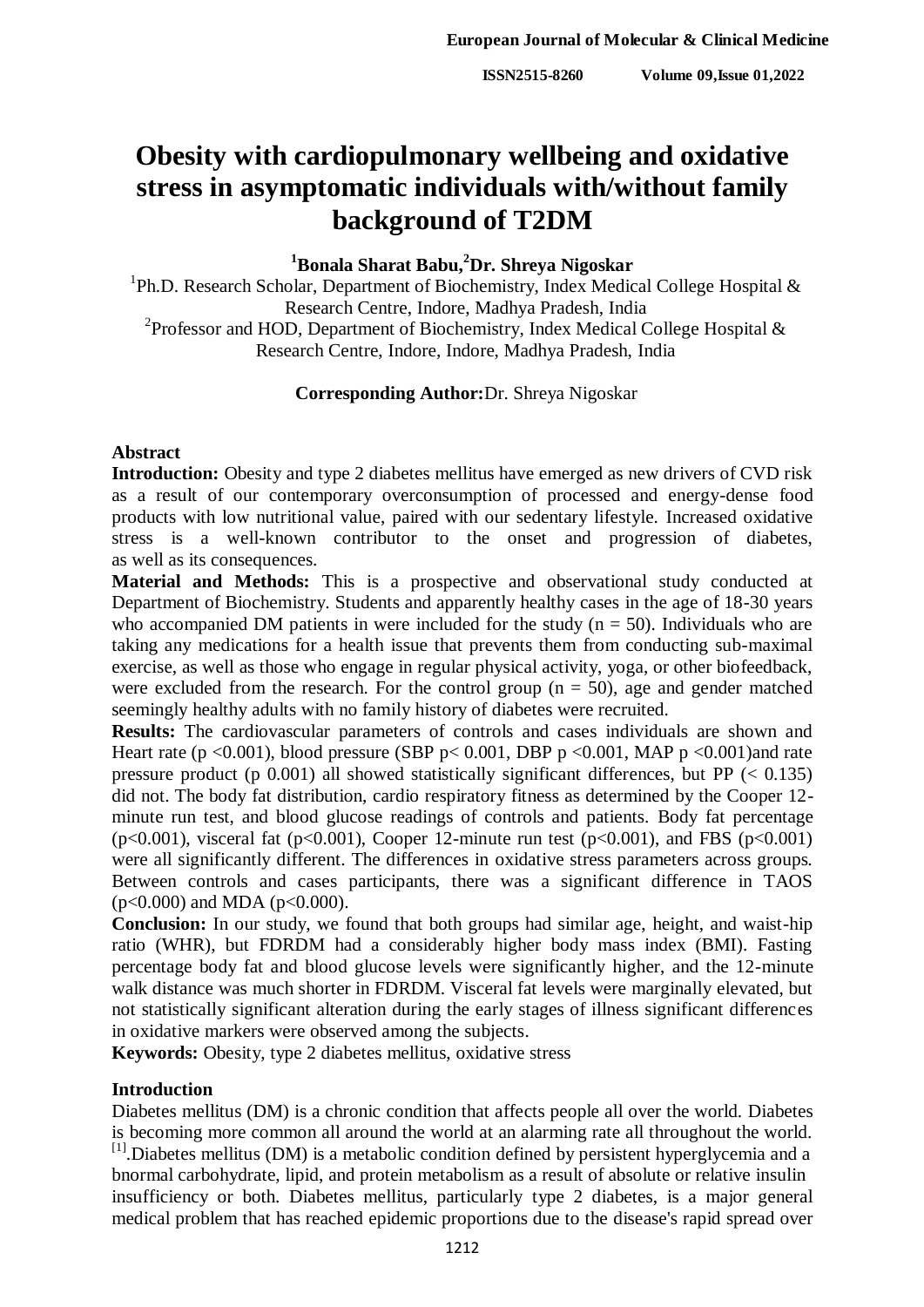# Obesity with cardiopulmonary wellbeing and oxidative stress in asymptomatic individuals with/without family background of T2DM

**[1]Bonala Sharat Babu,[2]Dr. Shreya Nigoskar**

[1]Ph.D. Research Scholar, Department of Biochemistry, Index Medical College Hospital & Research Centre, Indore, Madhya Pradesh, India

[2]Professor and HOD, Department of Biochemistry, Index Medical College Hospital & Research Centre, Indore, Indore, Madhya Pradesh, India

**Corresponding Author:**Dr. Shreya Nigoskar

## Abstract

**Introduction:** Obesity and type 2 diabetes mellitus have emerged as new drivers of CVD risk as a result of our contemporary overconsumption of processed and energy-dense food products with low nutritional value, paired with our sedentary lifestyle. Increased oxidative stress is a well-known contributor to the onset and progression of diabetes, as well as its consequences.

**Material and Methods:** This is a prospective and observational study conducted at Department of Biochemistry. Students and apparently healthy cases in the age of 18-30 years who accompanied DM patients in were included for the study (n = 50). Individuals who are taking any medications for a health issue that prevents them from conducting sub-maximal exercise, as well as those who engage in regular physical activity, yoga, or other biofeedback, were excluded from the research. For the control group (n = 50), age and gender matched seemingly healthy adults with no family history of diabetes were recruited.

**Results:** The cardiovascular parameters of controls and cases individuals are shown and Heart rate ($p < 0.001$), blood pressure (SBP $p < 0.001$, DBP $p < 0.001$, MAP $p < 0.001$)and rate pressure product (p 0.001) all showed statistically significant differences, but PP ($< 0.135$) did not. The body fat distribution, cardio respiratory fitness as determined by the Cooper 12-minute run test, and blood glucose readings of controls and patients. Body fat percentage ($p<0.001$), visceral fat ($p<0.001$), Cooper 12-minute run test ($p<0.001$), and FBS ($p<0.001$) were all significantly different. The differences in oxidative stress parameters across groups. Between controls and cases participants, there was a significant difference in TAOS ($p<0.000$) and MDA ($p<0.000$).

**Conclusion:** In our study, we found that both groups had similar age, height, and waist-hip ratio (WHR), but FDRDM had a considerably higher body mass index (BMI). Fasting percentage body fat and blood glucose levels were significantly higher, and the 12-minute walk distance was much shorter in FDRDM. Visceral fat levels were marginally elevated, but not statistically significant alteration during the early stages of illness significant differences in oxidative markers were observed among the subjects.

**Keywords:** Obesity, type 2 diabetes mellitus, oxidative stress

## Introduction

Diabetes mellitus (DM) is a chronic condition that affects people all over the world. Diabetes is becoming more common all around the world at an alarming rate all throughout the world.[1].Diabetes mellitus (DM) is a metabolic condition defined by persistent hyperglycemia and a bnormal carbohydrate, lipid, and protein metabolism as a result of absolute or relative insulin insufficiency or both. Diabetes mellitus, particularly type 2 diabetes, is a major general medical problem that has reached epidemic proportions due to the disease's rapid spread over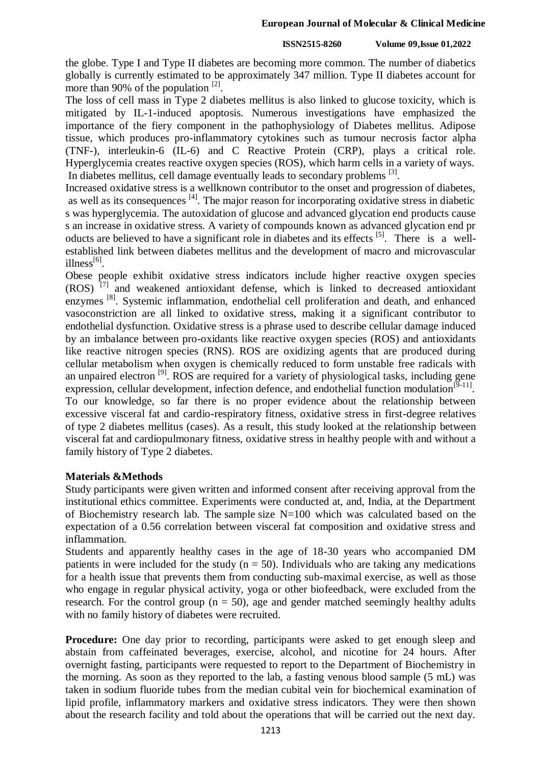the globe. Type I and Type II diabetes are becoming more common. The number of diabetics globally is currently estimated to be approximately 347 million. Type II diabetes account for more than 90% of the population [2].

The loss of cell mass in Type 2 diabetes mellitus is also linked to glucose toxicity, which is mitigated by IL-1-induced apoptosis. Numerous investigations have emphasized the importance of the fiery component in the pathophysiology of Diabetes mellitus. Adipose tissue, which produces pro-inflammatory cytokines such as tumour necrosis factor alpha (TNF-), interleukin-6 (IL-6) and C Reactive Protein (CRP), plays a critical role. Hyperglycemia creates reactive oxygen species (ROS), which harm cells in a variety of ways. In diabetes mellitus, cell damage eventually leads to secondary problems [3].

Increased oxidative stress is a wellknown contributor to the onset and progression of diabetes, as well as its consequences [4]. The major reason for incorporating oxidative stress in diabetic s was hyperglycemia. The autoxidation of glucose and advanced glycation end products cause s an increase in oxidative stress. A variety of compounds known as advanced glycation end pr oducts are believed to have a significant role in diabetes and its effects [5]. There is a well-established link between diabetes mellitus and the development of macro and microvascular illness[6].

Obese people exhibit oxidative stress indicators include higher reactive oxygen species (ROS) [7] and weakened antioxidant defense, which is linked to decreased antioxidant enzymes [8]. Systemic inflammation, endothelial cell proliferation and death, and enhanced vasoconstriction are all linked to oxidative stress, making it a significant contributor to endothelial dysfunction. Oxidative stress is a phrase used to describe cellular damage induced by an imbalance between pro-oxidants like reactive oxygen species (ROS) and antioxidants like reactive nitrogen species (RNS). ROS are oxidizing agents that are produced during cellular metabolism when oxygen is chemically reduced to form unstable free radicals with an unpaired electron [9]. ROS are required for a variety of physiological tasks, including gene expression, cellular development, infection defence, and endothelial function modulation[9-11].

To our knowledge, so far there is no proper evidence about the relationship between excessive visceral fat and cardio-respiratory fitness, oxidative stress in first-degree relatives of type 2 diabetes mellitus (cases). As a result, this study looked at the relationship between visceral fat and cardiopulmonary fitness, oxidative stress in healthy people with and without a family history of Type 2 diabetes.

## Materials &Methods

Study participants were given written and informed consent after receiving approval from the institutional ethics committee. Experiments were conducted at, and, India, at the Department of Biochemistry research lab. The sample size N=100 which was calculated based on the expectation of a 0.56 correlation between visceral fat composition and oxidative stress and inflammation.

Students and apparently healthy cases in the age of 18-30 years who accompanied DM patients in were included for the study ($n = 50$). Individuals who are taking any medications for a health issue that prevents them from conducting sub-maximal exercise, as well as those who engage in regular physical activity, yoga or other biofeedback, were excluded from the research. For the control group ($n = 50$), age and gender matched seemingly healthy adults with no family history of diabetes were recruited.

**Procedure:** One day prior to recording, participants were asked to get enough sleep and abstain from caffeinated beverages, exercise, alcohol, and nicotine for 24 hours. After overnight fasting, participants were requested to report to the Department of Biochemistry in the morning. As soon as they reported to the lab, a fasting venous blood sample (5 mL) was taken in sodium fluoride tubes from the median cubital vein for biochemical examination of lipid profile, inflammatory markers and oxidative stress indicators. They were then shown about the research facility and told about the operations that will be carried out the next day.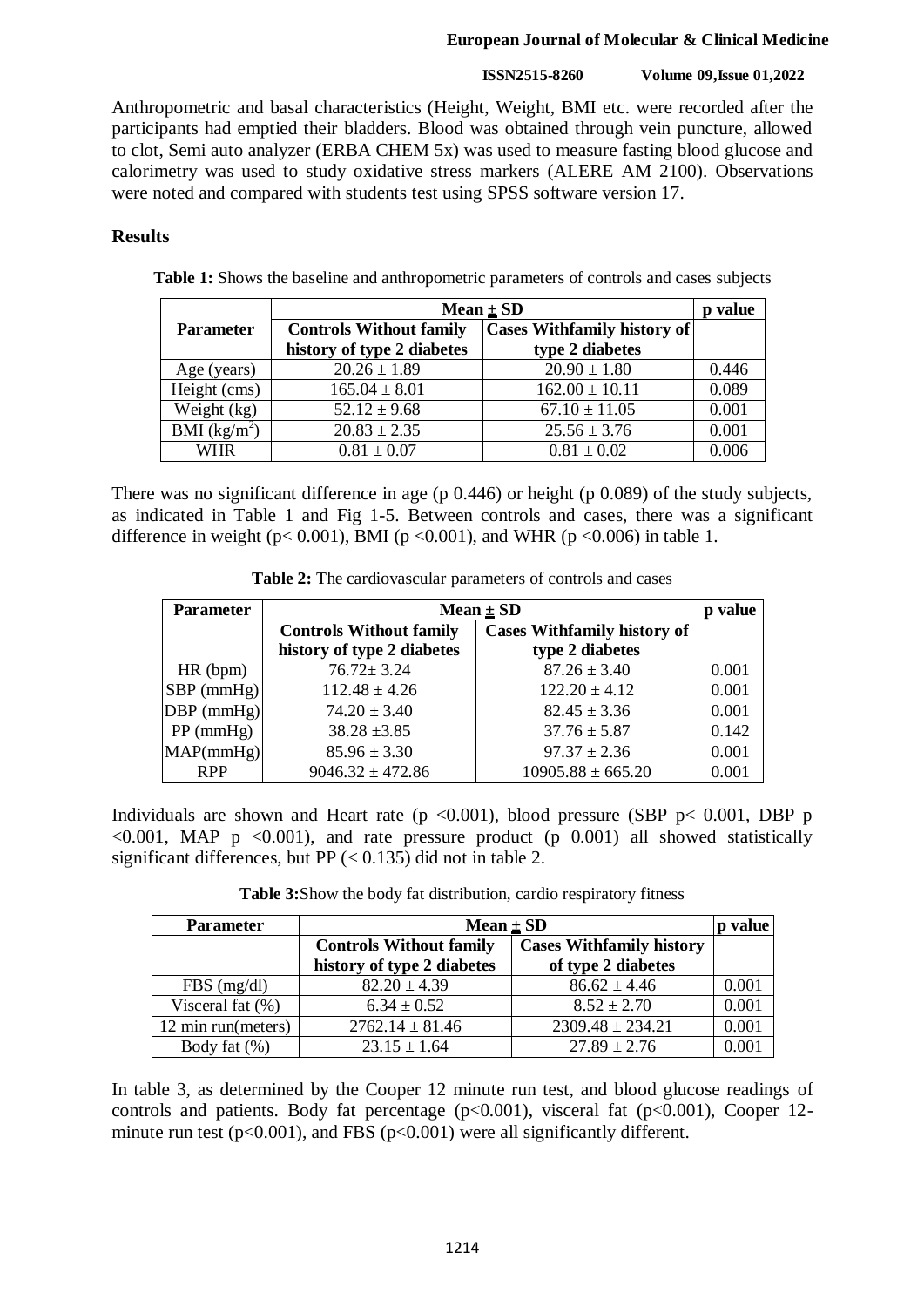Anthropometric and basal characteristics (Height, Weight, BMI etc. were recorded after the participants had emptied their bladders. Blood was obtained through vein puncture, allowed to clot, Semi auto analyzer (ERBA CHEM 5x) was used to measure fasting blood glucose and calorimetry was used to study oxidative stress markers (ALERE AM 2100). Observations were noted and compared with students test using SPSS software version 17.

## Results

**Table 1:** Shows the baseline and anthropometric parameters of controls and cases subjects

| Parameter | Mean ± SD | | p value |
|---|---|---|---|
| | **Controls Without family history of type 2 diabetes** | **Cases Withfamily history of type 2 diabetes** | |
| Age (years) | 20.26 ± 1.89 | 20.90 ± 1.80 | 0.446 |
| Height (cms) | 165.04 ± 8.01 | 162.00 ± 10.11 | 0.089 |
| Weight (kg) | 52.12 ± 9.68 | 67.10 ± 11.05 | 0.001 |
| BMI ($kg/m^2$) | 20.83 ± 2.35 | 25.56 ± 3.76 | 0.001 |
| WHR | 0.81 ± 0.07 | 0.81 ± 0.02 | 0.006 |

There was no significant difference in age (p 0.446) or height (p 0.089) of the study subjects, as indicated in Table 1 and Fig 1-5. Between controls and cases, there was a significant difference in weight ($p< 0.001$), BMI ($p <0.001$), and WHR ($p <0.006$) in table 1.

**Table 2:** The cardiovascular parameters of controls and cases

| Parameter | Mean ± SD | | p value |
|---|---|---|---|
| | **Controls Without family history of type 2 diabetes** | **Cases Withfamily history of type 2 diabetes** | |
| HR (bpm) | 76.72± 3.24 | 87.26 ± 3.40 | 0.001 |
| SBP (mmHg) | 112.48 ± 4.26 | 122.20 ± 4.12 | 0.001 |
| DBP (mmHg) | 74.20 ± 3.40 | 82.45 ± 3.36 | 0.001 |
| PP (mmHg) | 38.28 ±3.85 | 37.76 ± 5.87 | 0.142 |
| MAP(mmHg) | 85.96 ± 3.30 | 97.37 ± 2.36 | 0.001 |
| RPP | 9046.32 ± 472.86 | 10905.88 ± 665.20 | 0.001 |

Individuals are shown and Heart rate ($p <0.001$), blood pressure (SBP $p< 0.001$, DBP $p <0.001$, MAP $p <0.001$), and rate pressure product (p 0.001) all showed statistically significant differences, but PP ($< 0.135$) did not in table 2.

**Table 3:**Show the body fat distribution, cardio respiratory fitness

| Parameter | Mean ± SD | | p value |
|---|---|---|---|
| | **Controls Without family history of type 2 diabetes** | **Cases Withfamily history of type 2 diabetes** | |
| FBS (mg/dl) | 82.20 ± 4.39 | 86.62 ± 4.46 | 0.001 |
| Visceral fat (%) | 6.34 ± 0.52 | 8.52 ± 2.70 | 0.001 |
| 12 min run(meters) | 2762.14 ± 81.46 | 2309.48 ± 234.21 | 0.001 |
| Body fat (%) | 23.15 ± 1.64 | 27.89 ± 2.76 | 0.001 |

In table 3, as determined by the Cooper 12 minute run test, and blood glucose readings of controls and patients. Body fat percentage ($p<0.001$), visceral fat ($p<0.001$), Cooper 12-minute run test ($p<0.001$), and FBS ($p<0.001$) were all significantly different.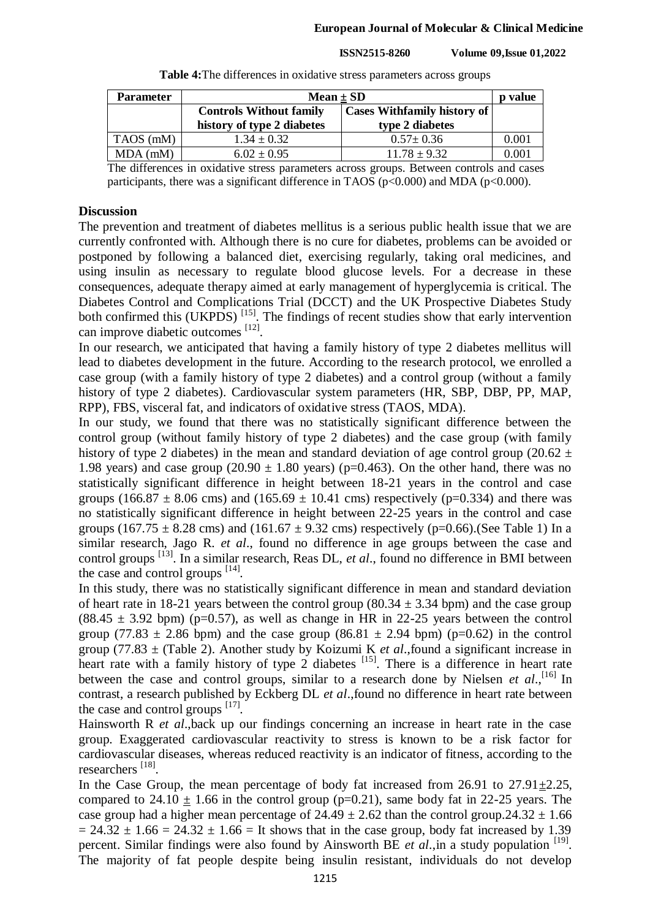**Table 4:** The differences in oxidative stress parameters across groups

| Parameter | Mean ± SD | | p value |
|---|---|---|---|
| | Controls Without family history of type 2 diabetes | Cases Withfamily history of type 2 diabetes | |
| TAOS (mM) | 1.34 ± 0.32 | 0.57± 0.36 | 0.001 |
| MDA (mM) | 6.02 ± 0.95 | 11.78 ± 9.32 | 0.001 |

The differences in oxidative stress parameters across groups. Between controls and cases participants, there was a significant difference in TAOS (p<0.000) and MDA (p<0.000).

## Discussion

The prevention and treatment of diabetes mellitus is a serious public health issue that we are currently confronted with. Although there is no cure for diabetes, problems can be avoided or postponed by following a balanced diet, exercising regularly, taking oral medicines, and using insulin as necessary to regulate blood glucose levels. For a decrease in these consequences, adequate therapy aimed at early management of hyperglycemia is critical. The Diabetes Control and Complications Trial (DCCT) and the UK Prospective Diabetes Study both confirmed this (UKPDS) [15]. The findings of recent studies show that early intervention can improve diabetic outcomes [12].

In our research, we anticipated that having a family history of type 2 diabetes mellitus will lead to diabetes development in the future. According to the research protocol, we enrolled a case group (with a family history of type 2 diabetes) and a control group (without a family history of type 2 diabetes). Cardiovascular system parameters (HR, SBP, DBP, PP, MAP, RPP), FBS, visceral fat, and indicators of oxidative stress (TAOS, MDA).

In our study, we found that there was no statistically significant difference between the control group (without family history of type 2 diabetes) and the case group (with family history of type 2 diabetes) in the mean and standard deviation of age control group (20.62 ± 1.98 years) and case group (20.90 ± 1.80 years) (p=0.463). On the other hand, there was no statistically significant difference in height between 18-21 years in the control and case groups (166.87 ± 8.06 cms) and (165.69 ± 10.41 cms) respectively (p=0.334) and there was no statistically significant difference in height between 22-25 years in the control and case groups (167.75 ± 8.28 cms) and (161.67 ± 9.32 cms) respectively (p=0.66).(See Table 1) In a similar research, Jago R. *et al*., found no difference in age groups between the case and control groups [13]. In a similar research, Reas DL, *et al*., found no difference in BMI between the case and control groups [14].

In this study, there was no statistically significant difference in mean and standard deviation of heart rate in 18-21 years between the control group (80.34 ± 3.34 bpm) and the case group (88.45 ± 3.92 bpm) (p=0.57), as well as change in HR in 22-25 years between the control group (77.83 ± 2.86 bpm) and the case group (86.81 ± 2.94 bpm) (p=0.62) in the control group (77.83 ± (Table 2). Another study by Koizumi K *et al*.,found a significant increase in heart rate with a family history of type 2 diabetes [15]. There is a difference in heart rate between the case and control groups, similar to a research done by Nielsen *et al*.,[16] In contrast, a research published by Eckberg DL *et al*.,found no difference in heart rate between the case and control groups [17].

Hainsworth R *et al*.,back up our findings concerning an increase in heart rate in the case group. Exaggerated cardiovascular reactivity to stress is known to be a risk factor for cardiovascular diseases, whereas reduced reactivity is an indicator of fitness, according to the researchers [18].

In the Case Group, the mean percentage of body fat increased from 26.91 to 27.91±2.25, compared to 24.10 ± 1.66 in the control group (p=0.21), same body fat in 22-25 years. The case group had a higher mean percentage of 24.49 ± 2.62 than the control group.24.32 ± 1.66 = 24.32 ± 1.66 = 24.32 ± 1.66 = It shows that in the case group, body fat increased by 1.39 percent. Similar findings were also found by Ainsworth BE *et al*.,in a study population [19]. The majority of fat people despite being insulin resistant, individuals do not develop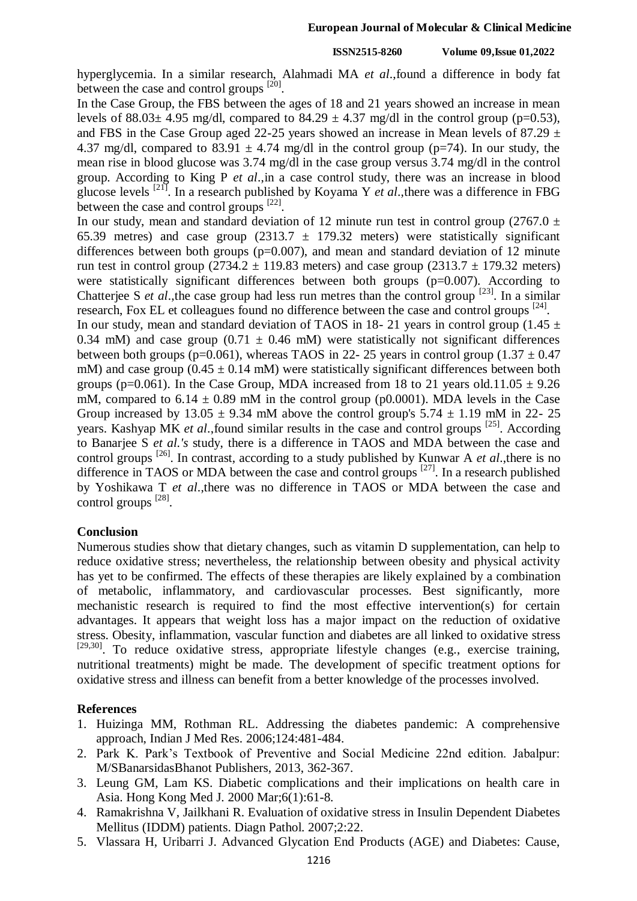hyperglycemia. In a similar research, Alahmadi MA *et al*.,found a difference in body fat between the case and control groups [20].

In the Case Group, the FBS between the ages of 18 and 21 years showed an increase in mean levels of 88.03± 4.95 mg/dl, compared to 84.29 ± 4.37 mg/dl in the control group (p=0.53), and FBS in the Case Group aged 22-25 years showed an increase in Mean levels of 87.29 ± 4.37 mg/dl, compared to 83.91 ± 4.74 mg/dl in the control group (p=74). In our study, the mean rise in blood glucose was 3.74 mg/dl in the case group versus 3.74 mg/dl in the control group. According to King P *et al*.,in a case control study, there was an increase in blood glucose levels [21]. In a research published by Koyama Y *et al*.,there was a difference in FBG between the case and control groups [22].

In our study, mean and standard deviation of 12 minute run test in control group (2767.0 ± 65.39 metres) and case group (2313.7 ± 179.32 meters) were statistically significant differences between both groups (p=0.007), and mean and standard deviation of 12 minute run test in control group (2734.2 ± 119.83 meters) and case group (2313.7 ± 179.32 meters) were statistically significant differences between both groups (p=0.007). According to Chatterjee S *et al*.,the case group had less run metres than the control group [23]. In a similar research, Fox EL et colleagues found no difference between the case and control groups [24].

In our study, mean and standard deviation of TAOS in 18- 21 years in control group (1.45 ± 0.34 mM) and case group (0.71 ± 0.46 mM) were statistically not significant differences between both groups (p=0.061), whereas TAOS in 22- 25 years in control group (1.37 ± 0.47 mM) and case group (0.45 ± 0.14 mM) were statistically significant differences between both groups (p=0.061). In the Case Group, MDA increased from 18 to 21 years old.11.05 ± 9.26 mM, compared to 6.14 ± 0.89 mM in the control group (p0.0001). MDA levels in the Case Group increased by 13.05 ± 9.34 mM above the control group's 5.74 ± 1.19 mM in 22- 25 years. Kashyap MK *et al*.,found similar results in the case and control groups [25]. According to Banarjee S *et al.'s* study, there is a difference in TAOS and MDA between the case and control groups [26]. In contrast, according to a study published by Kunwar A *et al*.,there is no difference in TAOS or MDA between the case and control groups [27]. In a research published by Yoshikawa T *et al*.,there was no difference in TAOS or MDA between the case and control groups [28].

## Conclusion

Numerous studies show that dietary changes, such as vitamin D supplementation, can help to reduce oxidative stress; nevertheless, the relationship between obesity and physical activity has yet to be confirmed. The effects of these therapies are likely explained by a combination of metabolic, inflammatory, and cardiovascular processes. Best significantly, more mechanistic research is required to find the most effective intervention(s) for certain advantages. It appears that weight loss has a major impact on the reduction of oxidative stress. Obesity, inflammation, vascular function and diabetes are all linked to oxidative stress [29,30]. To reduce oxidative stress, appropriate lifestyle changes (e.g., exercise training, nutritional treatments) might be made. The development of specific treatment options for oxidative stress and illness can benefit from a better knowledge of the processes involved.

## References

1. Huizinga MM, Rothman RL. Addressing the diabetes pandemic: A comprehensive approach, Indian J Med Res. 2006;124:481-484.
2. Park K. Park's Textbook of Preventive and Social Medicine 22nd edition. Jabalpur: M/SBanarsidasBhanot Publishers, 2013, 362-367.
3. Leung GM, Lam KS. Diabetic complications and their implications on health care in Asia. Hong Kong Med J. 2000 Mar;6(1):61-8.
4. Ramakrishna V, Jailkhani R. Evaluation of oxidative stress in Insulin Dependent Diabetes Mellitus (IDDM) patients. Diagn Pathol. 2007;2:22.
5. Vlassara H, Uribarri J. Advanced Glycation End Products (AGE) and Diabetes: Cause,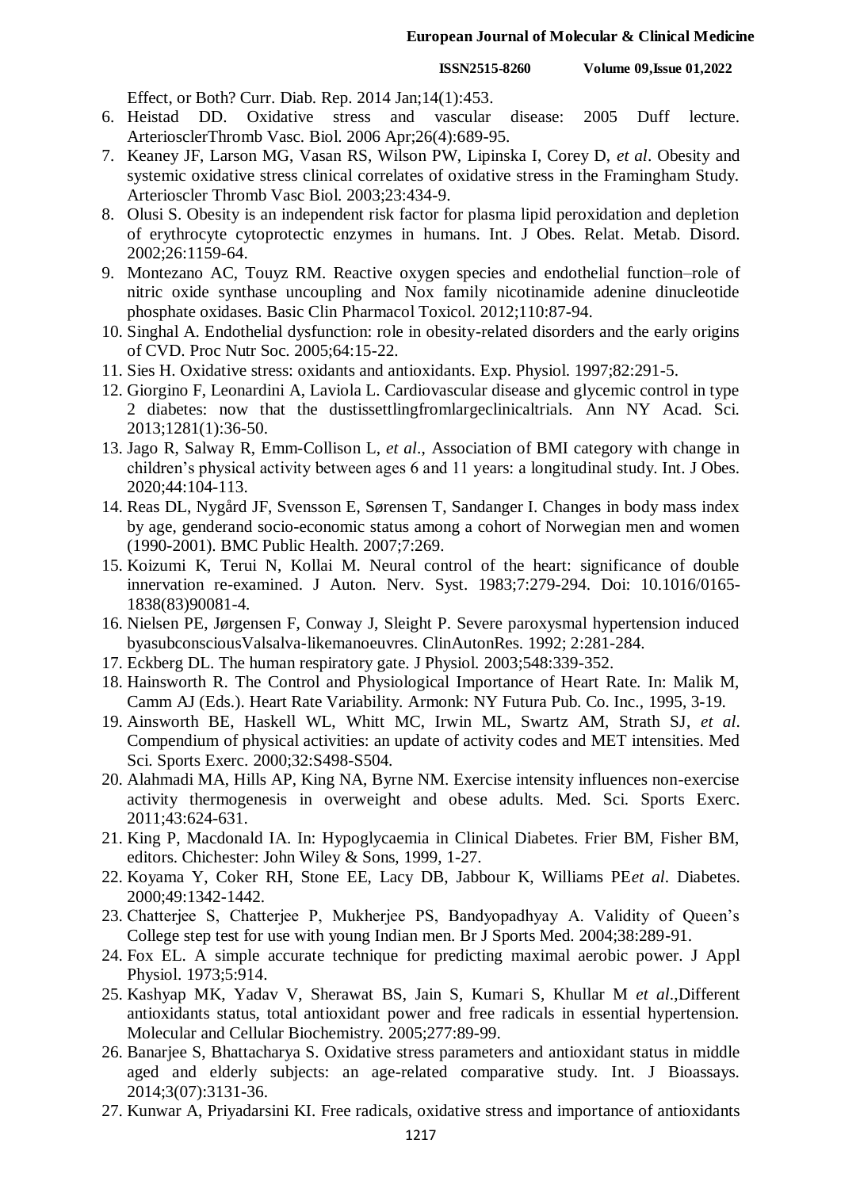Effect, or Both? Curr. Diab. Rep. 2014 Jan;14(1):453.

6. Heistad DD. Oxidative stress and vascular disease: 2005 Duff lecture. ArterioscIerThromb Vasc. Biol. 2006 Apr;26(4):689-95.
7. Keaney JF, Larson MG, Vasan RS, Wilson PW, Lipinska I, Corey D, *et al*. Obesity and systemic oxidative stress clinical correlates of oxidative stress in the Framingham Study. Arterioscler Thromb Vasc Biol. 2003;23:434-9.
8. Olusi S. Obesity is an independent risk factor for plasma lipid peroxidation and depletion of erythrocyte cytoprotectic enzymes in humans. Int. J Obes. Relat. Metab. Disord. 2002;26:1159-64.
9. Montezano AC, Touyz RM. Reactive oxygen species and endothelial function–role of nitric oxide synthase uncoupling and Nox family nicotinamide adenine dinucleotide phosphate oxidases. Basic Clin Pharmacol Toxicol. 2012;110:87-94.
10. Singhal A. Endothelial dysfunction: role in obesity-related disorders and the early origins of CVD. Proc Nutr Soc. 2005;64:15-22.
11. Sies H. Oxidative stress: oxidants and antioxidants. Exp. Physiol. 1997;82:291-5.
12. Giorgino F, Leonardini A, Laviola L. Cardiovascular disease and glycemic control in type 2 diabetes: now that the dustissettlingfromlargeclinicaltrials. Ann NY Acad. Sci. 2013;1281(1):36-50.
13. Jago R, Salway R, Emm-Collison L, *et al*., Association of BMI category with change in children's physical activity between ages 6 and 11 years: a longitudinal study. Int. J Obes. 2020;44:104-113.
14. Reas DL, Nygård JF, Svensson E, Sørensen T, Sandanger I. Changes in body mass index by age, genderand socio-economic status among a cohort of Norwegian men and women (1990-2001). BMC Public Health. 2007;7:269.
15. Koizumi K, Terui N, Kollai M. Neural control of the heart: significance of double innervation re-examined. J Auton. Nerv. Syst. 1983;7:279-294. Doi: 10.1016/0165-1838(83)90081-4.
16. Nielsen PE, Jørgensen F, Conway J, Sleight P. Severe paroxysmal hypertension induced byasubconsciousValsalva-likemanoeuvres. ClinAutonRes. 1992; 2:281-284.
17. Eckberg DL. The human respiratory gate. J Physiol. 2003;548:339-352.
18. Hainsworth R. The Control and Physiological Importance of Heart Rate. In: Malik M, Camm AJ (Eds.). Heart Rate Variability. Armonk: NY Futura Pub. Co. Inc., 1995, 3-19.
19. Ainsworth BE, Haskell WL, Whitt MC, Irwin ML, Swartz AM, Strath SJ, *et al*. Compendium of physical activities: an update of activity codes and MET intensities. Med Sci. Sports Exerc. 2000;32:S498-S504.
20. Alahmadi MA, Hills AP, King NA, Byrne NM. Exercise intensity influences non-exercise activity thermogenesis in overweight and obese adults. Med. Sci. Sports Exerc. 2011;43:624-631.
21. King P, Macdonald IA. In: Hypoglycaemia in Clinical Diabetes. Frier BM, Fisher BM, editors. Chichester: John Wiley & Sons, 1999, 1-27.
22. Koyama Y, Coker RH, Stone EE, Lacy DB, Jabbour K, Williams PE*et al*. Diabetes. 2000;49:1342-1442.
23. Chatterjee S, Chatterjee P, Mukherjee PS, Bandyopadhyay A. Validity of Queen's College step test for use with young Indian men. Br J Sports Med. 2004;38:289-91.
24. Fox EL. A simple accurate technique for predicting maximal aerobic power. J Appl Physiol. 1973;5:914.
25. Kashyap MK, Yadav V, Sherawat BS, Jain S, Kumari S, Khullar M *et al*.,Different antioxidants status, total antioxidant power and free radicals in essential hypertension. Molecular and Cellular Biochemistry. 2005;277:89-99.
26. Banarjee S, Bhattacharya S. Oxidative stress parameters and antioxidant status in middle aged and elderly subjects: an age-related comparative study. Int. J Bioassays. 2014;3(07):3131-36.
27. Kunwar A, Priyadarsini KI. Free radicals, oxidative stress and importance of antioxidants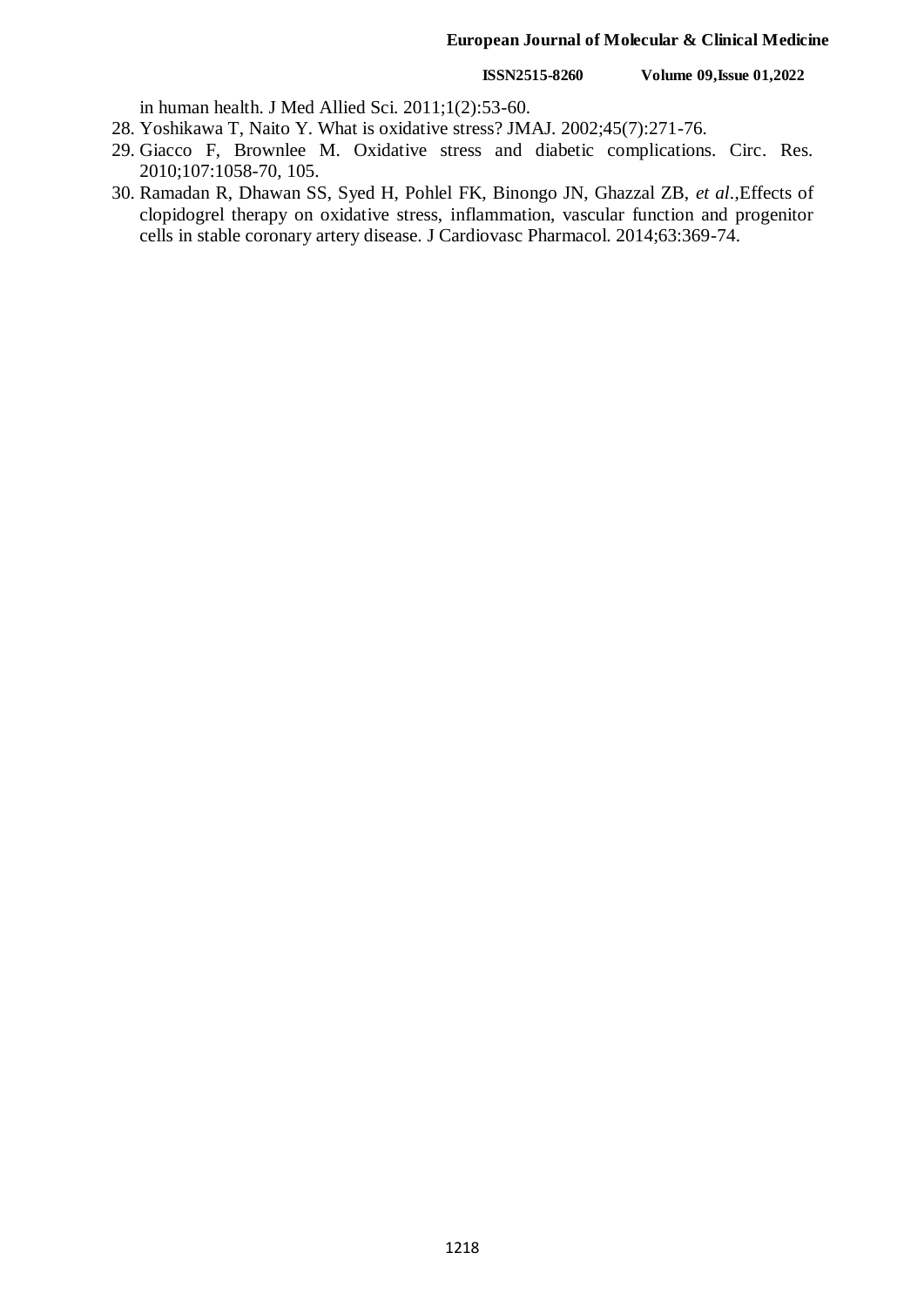in human health. J Med Allied Sci. 2011;1(2):53-60.

28. Yoshikawa T, Naito Y. What is oxidative stress? JMAJ. 2002;45(7):271-76.
29. Giacco F, Brownlee M. Oxidative stress and diabetic complications. Circ. Res. 2010;107:1058-70, 105.
30. Ramadan R, Dhawan SS, Syed H, Pohlel FK, Binongo JN, Ghazzal ZB, *et al*.,Effects of clopidogrel therapy on oxidative stress, inflammation, vascular function and progenitor cells in stable coronary artery disease. J Cardiovasc Pharmacol. 2014;63:369-74.